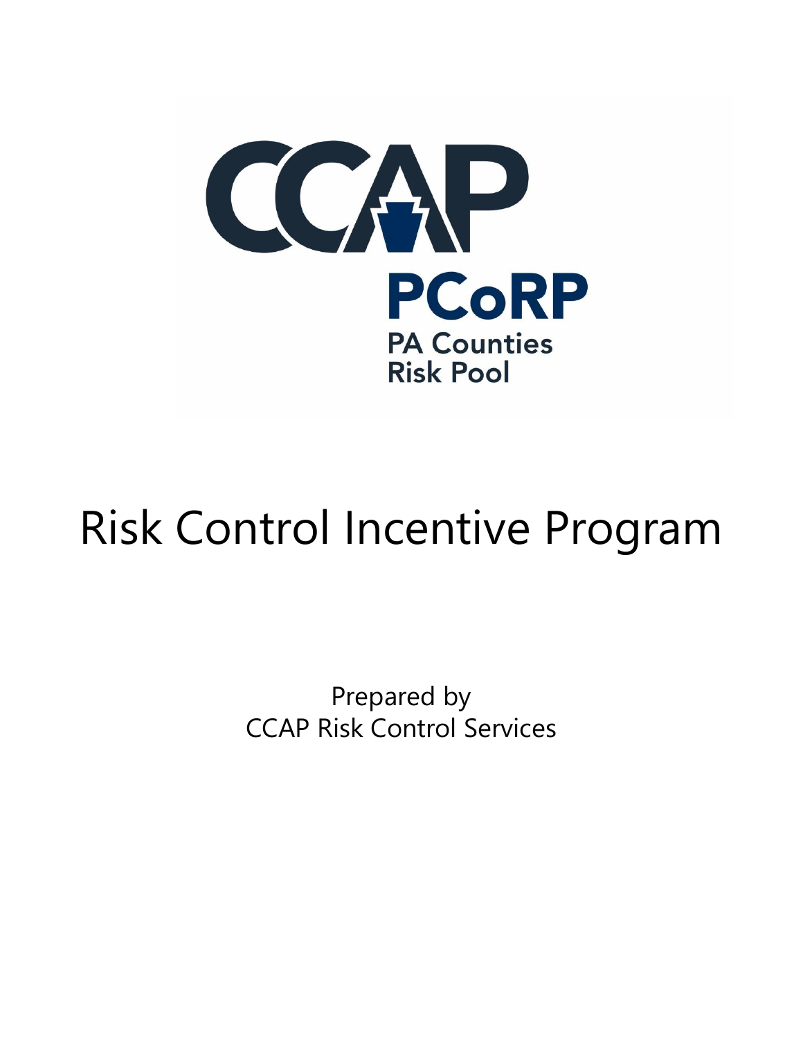CCAP

PCoRP

PA Counties Risk Pool

# Risk Control Incentive Program

Prepared by
CCAP Risk Control Services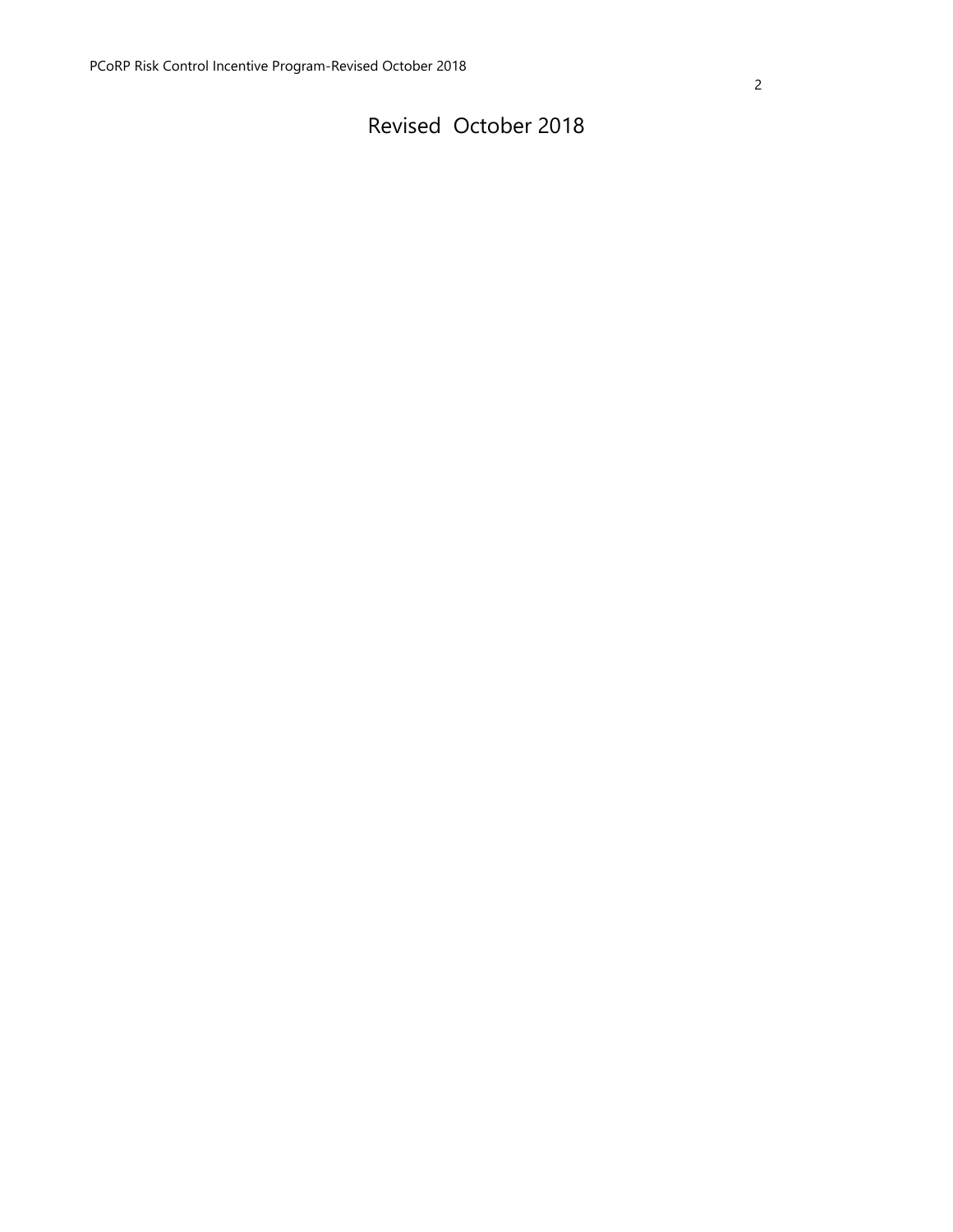Revised  October 2018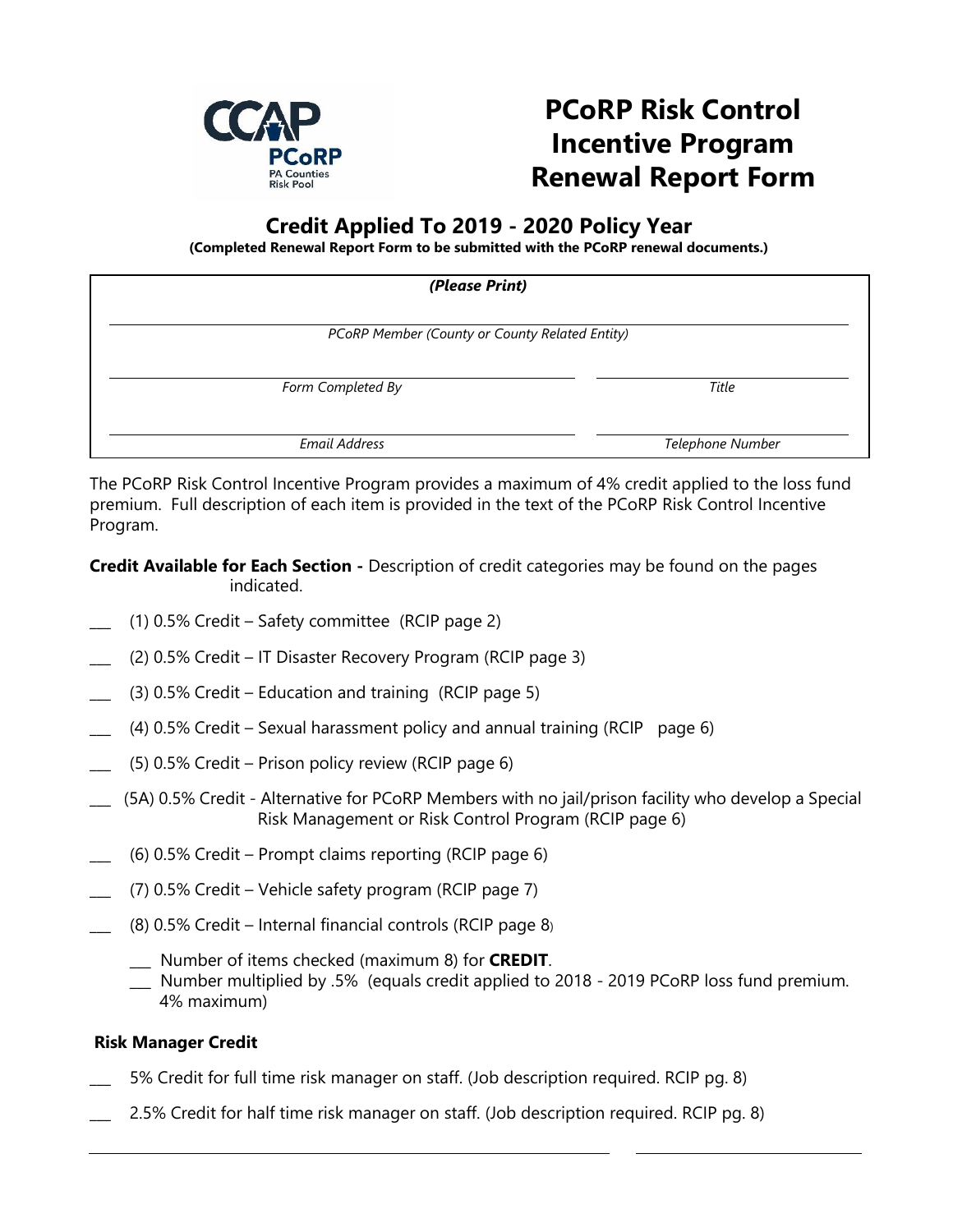# PCoRP Risk Control Incentive Program Renewal Report Form

## Credit Applied To 2019 - 2020 Policy Year

**(Completed Renewal Report Form to be submitted with the PCoRP renewal documents.)**

*(Please Print)*

\_\_\_\_\_\_\_\_\_\_\_\_\_\_\_\_\_\_\_\_\_\_\_\_\_\_\_\_\_\_\_\_\_\_\_\_\_\_\_\_

*PCoRP Member (County or County Related Entity)*

\_\_\_\_\_\_\_\_\_\_\_\_\_\_\_\_\_\_\_\_\_\_\_\_\_\_\_\_ \_\_\_\_\_\_\_\_\_\_\_\_\_\_\_\_

*Form Completed By* *Title*

\_\_\_\_\_\_\_\_\_\_\_\_\_\_\_\_\_\_\_\_\_\_\_\_\_\_\_\_ \_\_\_\_\_\_\_\_\_\_\_\_\_\_\_\_

*Email Address* *Telephone Number*

The PCoRP Risk Control Incentive Program provides a maximum of 4% credit applied to the loss fund premium. Full description of each item is provided in the text of the PCoRP Risk Control Incentive Program.

**Credit Available for Each Section -** Description of credit categories may be found on the pages indicated.

\_\_\_ (1) 0.5% Credit – Safety committee (RCIP page 2)

\_\_\_ (2) 0.5% Credit – IT Disaster Recovery Program (RCIP page 3)

\_\_\_ (3) 0.5% Credit – Education and training (RCIP page 5)

\_\_\_ (4) 0.5% Credit – Sexual harassment policy and annual training (RCIP page 6)

\_\_\_ (5) 0.5% Credit – Prison policy review (RCIP page 6)

\_\_\_ (5A) 0.5% Credit - Alternative for PCoRP Members with no jail/prison facility who develop a Special Risk Management or Risk Control Program (RCIP page 6)

\_\_\_ (6) 0.5% Credit – Prompt claims reporting (RCIP page 6)

\_\_\_ (7) 0.5% Credit – Vehicle safety program (RCIP page 7)

\_\_\_ (8) 0.5% Credit – Internal financial controls (RCIP page 8)

\_\_\_ Number of items checked (maximum 8) for **CREDIT**.

\_\_\_ Number multiplied by .5% (equals credit applied to 2018 - 2019 PCoRP loss fund premium. 4% maximum)

**Risk Manager Credit**

\_\_\_ 5% Credit for full time risk manager on staff. (Job description required. RCIP pg. 8)

\_\_\_ 2.5% Credit for half time risk manager on staff. (Job description required. RCIP pg. 8)

\_\_\_\_\_\_\_\_\_\_\_\_\_\_\_\_\_\_\_\_\_\_\_\_\_\_\_\_ \_\_\_\_\_\_\_\_\_\_\_\_\_\_\_\_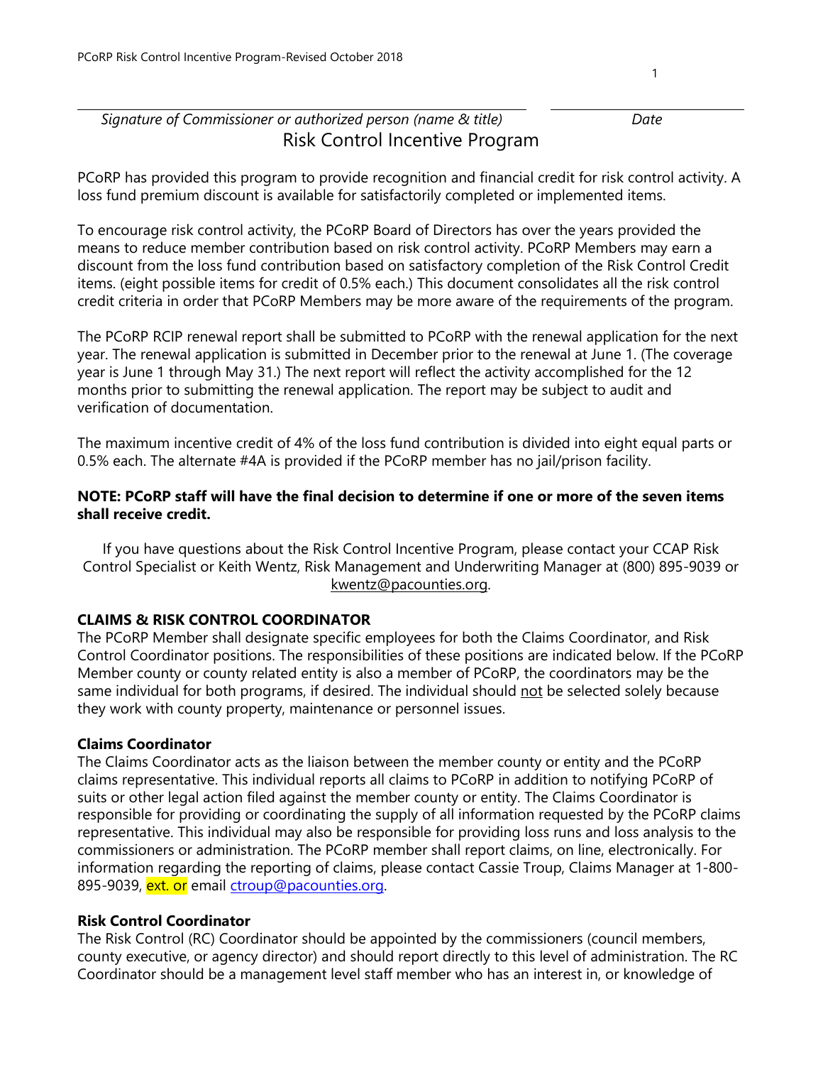*Signature of Commissioner or authorized person (name & title)* *Date*

# Risk Control Incentive Program

PCoRP has provided this program to provide recognition and financial credit for risk control activity. A loss fund premium discount is available for satisfactorily completed or implemented items.

To encourage risk control activity, the PCoRP Board of Directors has over the years provided the means to reduce member contribution based on risk control activity. PCoRP Members may earn a discount from the loss fund contribution based on satisfactory completion of the Risk Control Credit items. (eight possible items for credit of 0.5% each.) This document consolidates all the risk control credit criteria in order that PCoRP Members may be more aware of the requirements of the program.

The PCoRP RCIP renewal report shall be submitted to PCoRP with the renewal application for the next year. The renewal application is submitted in December prior to the renewal at June 1. (The coverage year is June 1 through May 31.) The next report will reflect the activity accomplished for the 12 months prior to submitting the renewal application. The report may be subject to audit and verification of documentation.

The maximum incentive credit of 4% of the loss fund contribution is divided into eight equal parts or 0.5% each. The alternate #4A is provided if the PCoRP member has no jail/prison facility.

**NOTE: PCoRP staff will have the final decision to determine if one or more of the seven items shall receive credit.**

If you have questions about the Risk Control Incentive Program, please contact your CCAP Risk Control Specialist or Keith Wentz, Risk Management and Underwriting Manager at (800) 895-9039 or kwentz@pacounties.org.

## CLAIMS & RISK CONTROL COORDINATOR

The PCoRP Member shall designate specific employees for both the Claims Coordinator, and Risk Control Coordinator positions. The responsibilities of these positions are indicated below. If the PCoRP Member county or county related entity is also a member of PCoRP, the coordinators may be the same individual for both programs, if desired. The individual should not be selected solely because they work with county property, maintenance or personnel issues.

### Claims Coordinator

The Claims Coordinator acts as the liaison between the member county or entity and the PCoRP claims representative. This individual reports all claims to PCoRP in addition to notifying PCoRP of suits or other legal action filed against the member county or entity. The Claims Coordinator is responsible for providing or coordinating the supply of all information requested by the PCoRP claims representative. This individual may also be responsible for providing loss runs and loss analysis to the commissioners or administration. The PCoRP member shall report claims, on line, electronically. For information regarding the reporting of claims, please contact Cassie Troup, Claims Manager at 1-800-895-9039, ext. or email ctroup@pacounties.org.

### Risk Control Coordinator

The Risk Control (RC) Coordinator should be appointed by the commissioners (council members, county executive, or agency director) and should report directly to this level of administration. The RC Coordinator should be a management level staff member who has an interest in, or knowledge of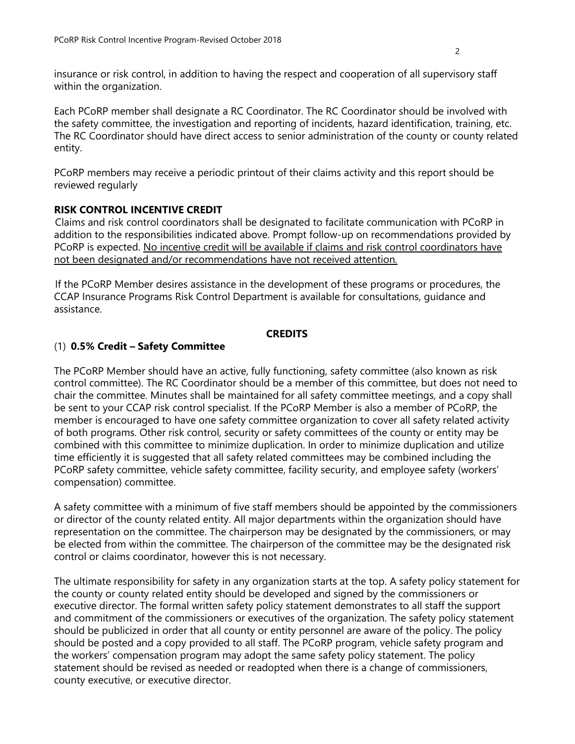insurance or risk control, in addition to having the respect and cooperation of all supervisory staff within the organization.

Each PCoRP member shall designate a RC Coordinator. The RC Coordinator should be involved with the safety committee, the investigation and reporting of incidents, hazard identification, training, etc. The RC Coordinator should have direct access to senior administration of the county or county related entity.

PCoRP members may receive a periodic printout of their claims activity and this report should be reviewed regularly

**RISK CONTROL INCENTIVE CREDIT**

Claims and risk control coordinators shall be designated to facilitate communication with PCoRP in addition to the responsibilities indicated above. Prompt follow-up on recommendations provided by PCoRP is expected. <u>No incentive credit will be available if claims and risk control coordinators have not been designated and/or recommendations have not received attention.</u>

If the PCoRP Member desires assistance in the development of these programs or procedures, the CCAP Insurance Programs Risk Control Department is available for consultations, guidance and assistance.

## CREDITS

### (1) **0.5% Credit – Safety Committee**

The PCoRP Member should have an active, fully functioning, safety committee (also known as risk control committee). The RC Coordinator should be a member of this committee, but does not need to chair the committee. Minutes shall be maintained for all safety committee meetings, and a copy shall be sent to your CCAP risk control specialist. If the PCoRP Member is also a member of PCoRP, the member is encouraged to have one safety committee organization to cover all safety related activity of both programs. Other risk control, security or safety committees of the county or entity may be combined with this committee to minimize duplication. In order to minimize duplication and utilize time efficiently it is suggested that all safety related committees may be combined including the PCoRP safety committee, vehicle safety committee, facility security, and employee safety (workers' compensation) committee.

A safety committee with a minimum of five staff members should be appointed by the commissioners or director of the county related entity. All major departments within the organization should have representation on the committee. The chairperson may be designated by the commissioners, or may be elected from within the committee. The chairperson of the committee may be the designated risk control or claims coordinator, however this is not necessary.

The ultimate responsibility for safety in any organization starts at the top. A safety policy statement for the county or county related entity should be developed and signed by the commissioners or executive director. The formal written safety policy statement demonstrates to all staff the support and commitment of the commissioners or executives of the organization. The safety policy statement should be publicized in order that all county or entity personnel are aware of the policy. The policy should be posted and a copy provided to all staff. The PCoRP program, vehicle safety program and the workers' compensation program may adopt the same safety policy statement. The policy statement should be revised as needed or readopted when there is a change of commissioners, county executive, or executive director.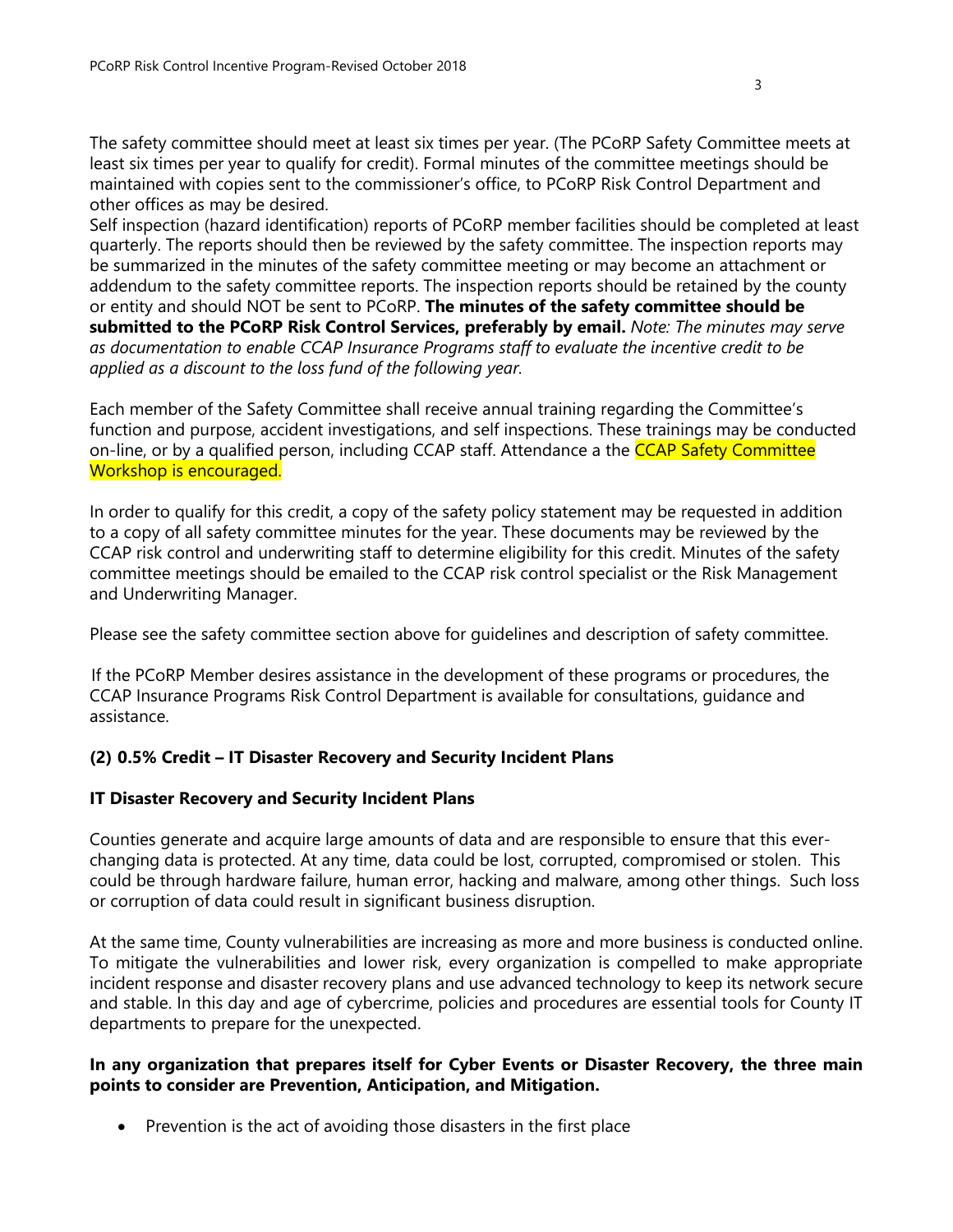The safety committee should meet at least six times per year. (The PCoRP Safety Committee meets at least six times per year to qualify for credit). Formal minutes of the committee meetings should be maintained with copies sent to the commissioner's office, to PCoRP Risk Control Department and other offices as may be desired.

Self inspection (hazard identification) reports of PCoRP member facilities should be completed at least quarterly. The reports should then be reviewed by the safety committee. The inspection reports may be summarized in the minutes of the safety committee meeting or may become an attachment or addendum to the safety committee reports. The inspection reports should be retained by the county or entity and should NOT be sent to PCoRP. **The minutes of the safety committee should be submitted to the PCoRP Risk Control Services, preferably by email.** *Note: The minutes may serve as documentation to enable CCAP Insurance Programs staff to evaluate the incentive credit to be applied as a discount to the loss fund of the following year.*

Each member of the Safety Committee shall receive annual training regarding the Committee's function and purpose, accident investigations, and self inspections. These trainings may be conducted on-line, or by a qualified person, including CCAP staff. Attendance a the CCAP Safety Committee Workshop is encouraged.

In order to qualify for this credit, a copy of the safety policy statement may be requested in addition to a copy of all safety committee minutes for the year. These documents may be reviewed by the CCAP risk control and underwriting staff to determine eligibility for this credit. Minutes of the safety committee meetings should be emailed to the CCAP risk control specialist or the Risk Management and Underwriting Manager.

Please see the safety committee section above for guidelines and description of safety committee.

If the PCoRP Member desires assistance in the development of these programs or procedures, the CCAP Insurance Programs Risk Control Department is available for consultations, guidance and assistance.

**(2) 0.5% Credit – IT Disaster Recovery and Security Incident Plans**

**IT Disaster Recovery and Security Incident Plans**

Counties generate and acquire large amounts of data and are responsible to ensure that this ever-changing data is protected. At any time, data could be lost, corrupted, compromised or stolen. This could be through hardware failure, human error, hacking and malware, among other things. Such loss or corruption of data could result in significant business disruption.

At the same time, County vulnerabilities are increasing as more and more business is conducted online. To mitigate the vulnerabilities and lower risk, every organization is compelled to make appropriate incident response and disaster recovery plans and use advanced technology to keep its network secure and stable. In this day and age of cybercrime, policies and procedures are essential tools for County IT departments to prepare for the unexpected.

**In any organization that prepares itself for Cyber Events or Disaster Recovery, the three main points to consider are Prevention, Anticipation, and Mitigation.**

- Prevention is the act of avoiding those disasters in the first place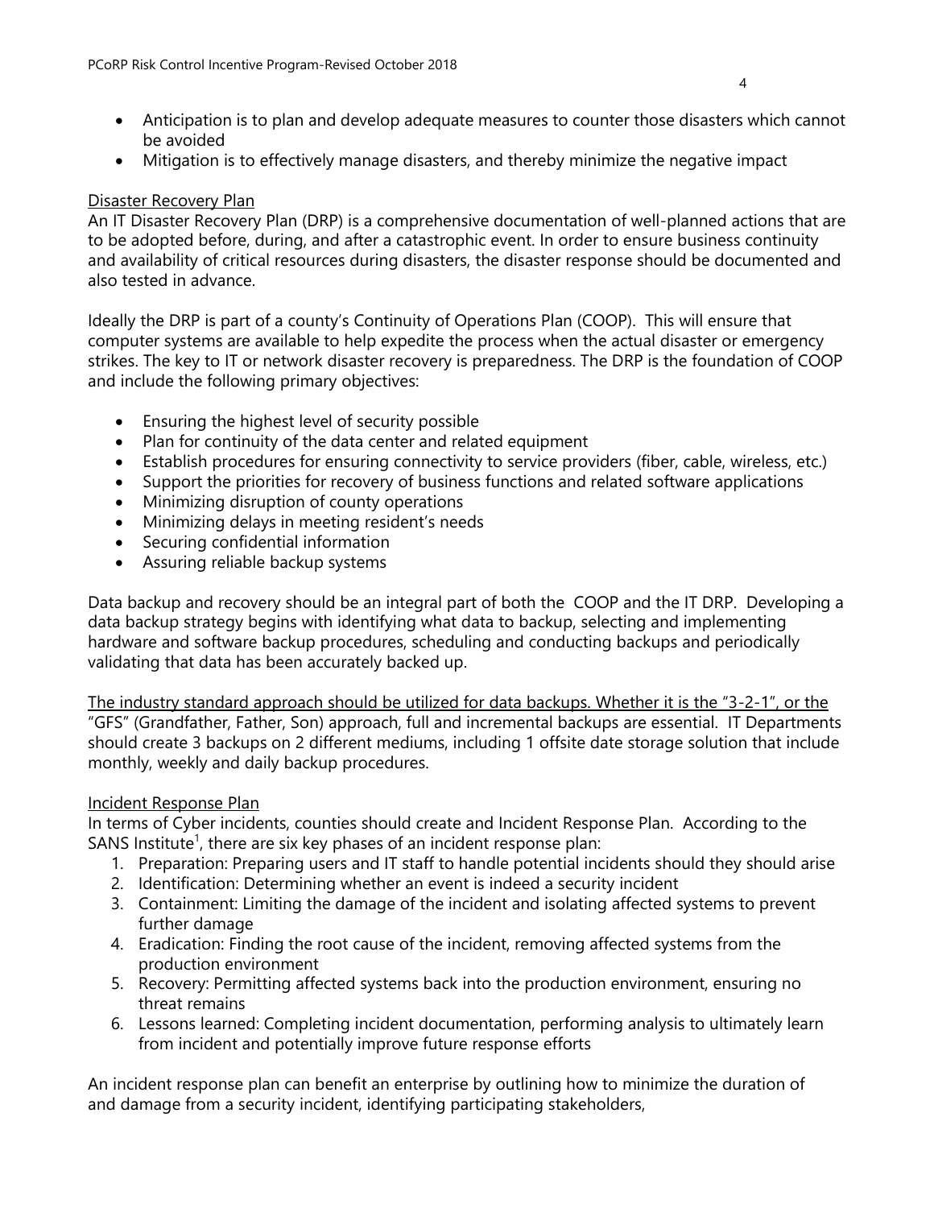- Anticipation is to plan and develop adequate measures to counter those disasters which cannot be avoided
- Mitigation is to effectively manage disasters, and thereby minimize the negative impact

Disaster Recovery Plan

An IT Disaster Recovery Plan (DRP) is a comprehensive documentation of well-planned actions that are to be adopted before, during, and after a catastrophic event. In order to ensure business continuity and availability of critical resources during disasters, the disaster response should be documented and also tested in advance.

Ideally the DRP is part of a county's Continuity of Operations Plan (COOP). This will ensure that computer systems are available to help expedite the process when the actual disaster or emergency strikes. The key to IT or network disaster recovery is preparedness. The DRP is the foundation of COOP and include the following primary objectives:

- Ensuring the highest level of security possible
- Plan for continuity of the data center and related equipment
- Establish procedures for ensuring connectivity to service providers (fiber, cable, wireless, etc.)
- Support the priorities for recovery of business functions and related software applications
- Minimizing disruption of county operations
- Minimizing delays in meeting resident's needs
- Securing confidential information
- Assuring reliable backup systems

Data backup and recovery should be an integral part of both the COOP and the IT DRP. Developing a data backup strategy begins with identifying what data to backup, selecting and implementing hardware and software backup procedures, scheduling and conducting backups and periodically validating that data has been accurately backed up.

The industry standard approach should be utilized for data backups. Whether it is the "3-2-1", or the "GFS" (Grandfather, Father, Son) approach, full and incremental backups are essential. IT Departments should create 3 backups on 2 different mediums, including 1 offsite date storage solution that include monthly, weekly and daily backup procedures.

Incident Response Plan

In terms of Cyber incidents, counties should create and Incident Response Plan. According to the SANS Institute[1], there are six key phases of an incident response plan:

1. Preparation: Preparing users and IT staff to handle potential incidents should they should arise
2. Identification: Determining whether an event is indeed a security incident
3. Containment: Limiting the damage of the incident and isolating affected systems to prevent further damage
4. Eradication: Finding the root cause of the incident, removing affected systems from the production environment
5. Recovery: Permitting affected systems back into the production environment, ensuring no threat remains
6. Lessons learned: Completing incident documentation, performing analysis to ultimately learn from incident and potentially improve future response efforts

An incident response plan can benefit an enterprise by outlining how to minimize the duration of and damage from a security incident, identifying participating stakeholders,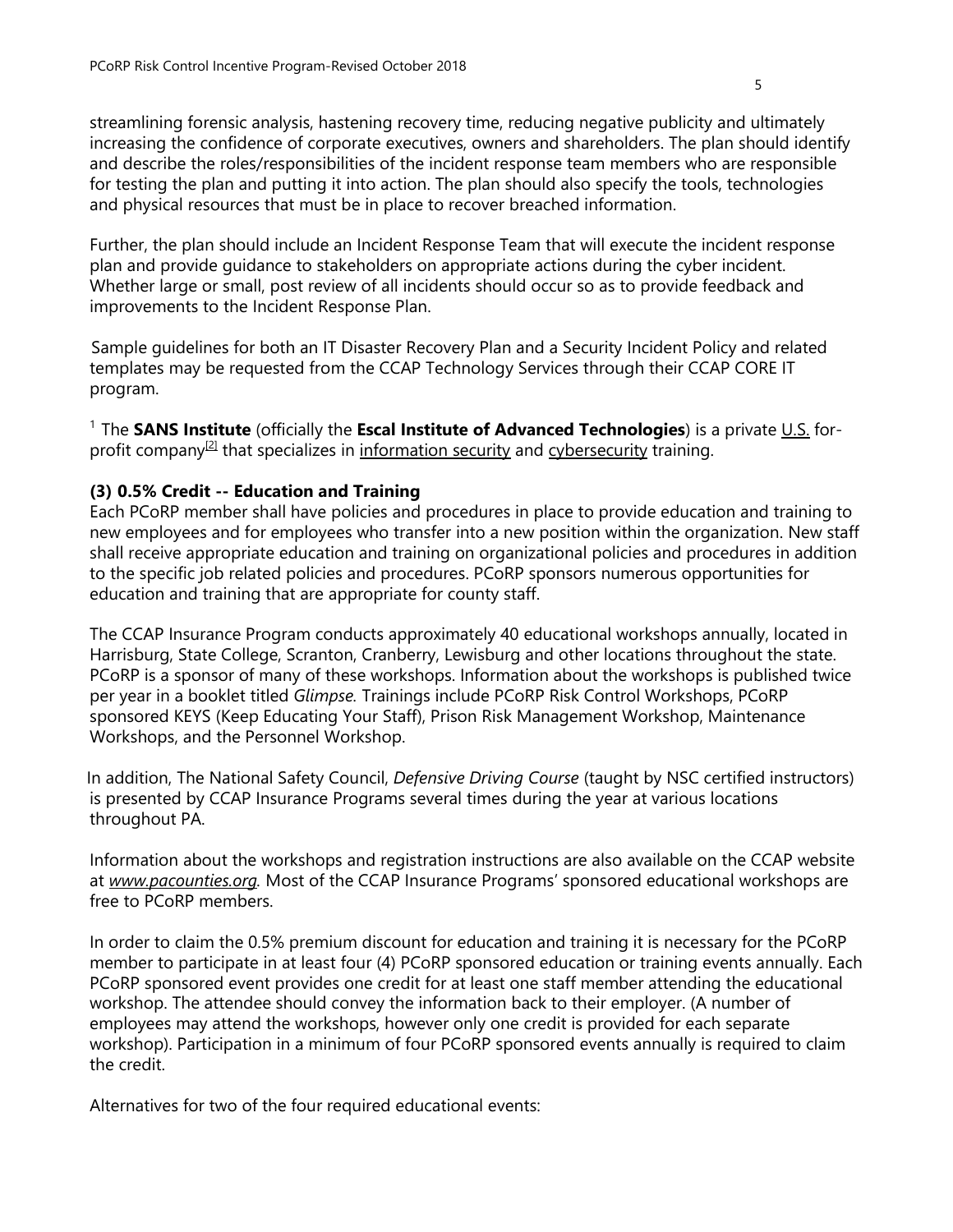streamlining forensic analysis, hastening recovery time, reducing negative publicity and ultimately increasing the confidence of corporate executives, owners and shareholders. The plan should identify and describe the roles/responsibilities of the incident response team members who are responsible for testing the plan and putting it into action. The plan should also specify the tools, technologies and physical resources that must be in place to recover breached information.

Further, the plan should include an Incident Response Team that will execute the incident response plan and provide guidance to stakeholders on appropriate actions during the cyber incident. Whether large or small, post review of all incidents should occur so as to provide feedback and improvements to the Incident Response Plan.

Sample guidelines for both an IT Disaster Recovery Plan and a Security Incident Policy and related templates may be requested from the CCAP Technology Services through their CCAP CORE IT program.

[1] The **SANS Institute** (officially the **Escal Institute of Advanced Technologies**) is a private U.S. for-profit company[2] that specializes in information security and cybersecurity training.

**(3) 0.5% Credit -- Education and Training**

Each PCoRP member shall have policies and procedures in place to provide education and training to new employees and for employees who transfer into a new position within the organization. New staff shall receive appropriate education and training on organizational policies and procedures in addition to the specific job related policies and procedures. PCoRP sponsors numerous opportunities for education and training that are appropriate for county staff.

The CCAP Insurance Program conducts approximately 40 educational workshops annually, located in Harrisburg, State College, Scranton, Cranberry, Lewisburg and other locations throughout the state. PCoRP is a sponsor of many of these workshops. Information about the workshops is published twice per year in a booklet titled *Glimpse.* Trainings include PCoRP Risk Control Workshops, PCoRP sponsored KEYS (Keep Educating Your Staff), Prison Risk Management Workshop, Maintenance Workshops, and the Personnel Workshop.

In addition, The National Safety Council, *Defensive Driving Course* (taught by NSC certified instructors) is presented by CCAP Insurance Programs several times during the year at various locations throughout PA.

Information about the workshops and registration instructions are also available on the CCAP website at *www.pacounties.org.* Most of the CCAP Insurance Programs' sponsored educational workshops are free to PCoRP members.

In order to claim the 0.5% premium discount for education and training it is necessary for the PCoRP member to participate in at least four (4) PCoRP sponsored education or training events annually. Each PCoRP sponsored event provides one credit for at least one staff member attending the educational workshop. The attendee should convey the information back to their employer. (A number of employees may attend the workshops, however only one credit is provided for each separate workshop). Participation in a minimum of four PCoRP sponsored events annually is required to claim the credit.

Alternatives for two of the four required educational events: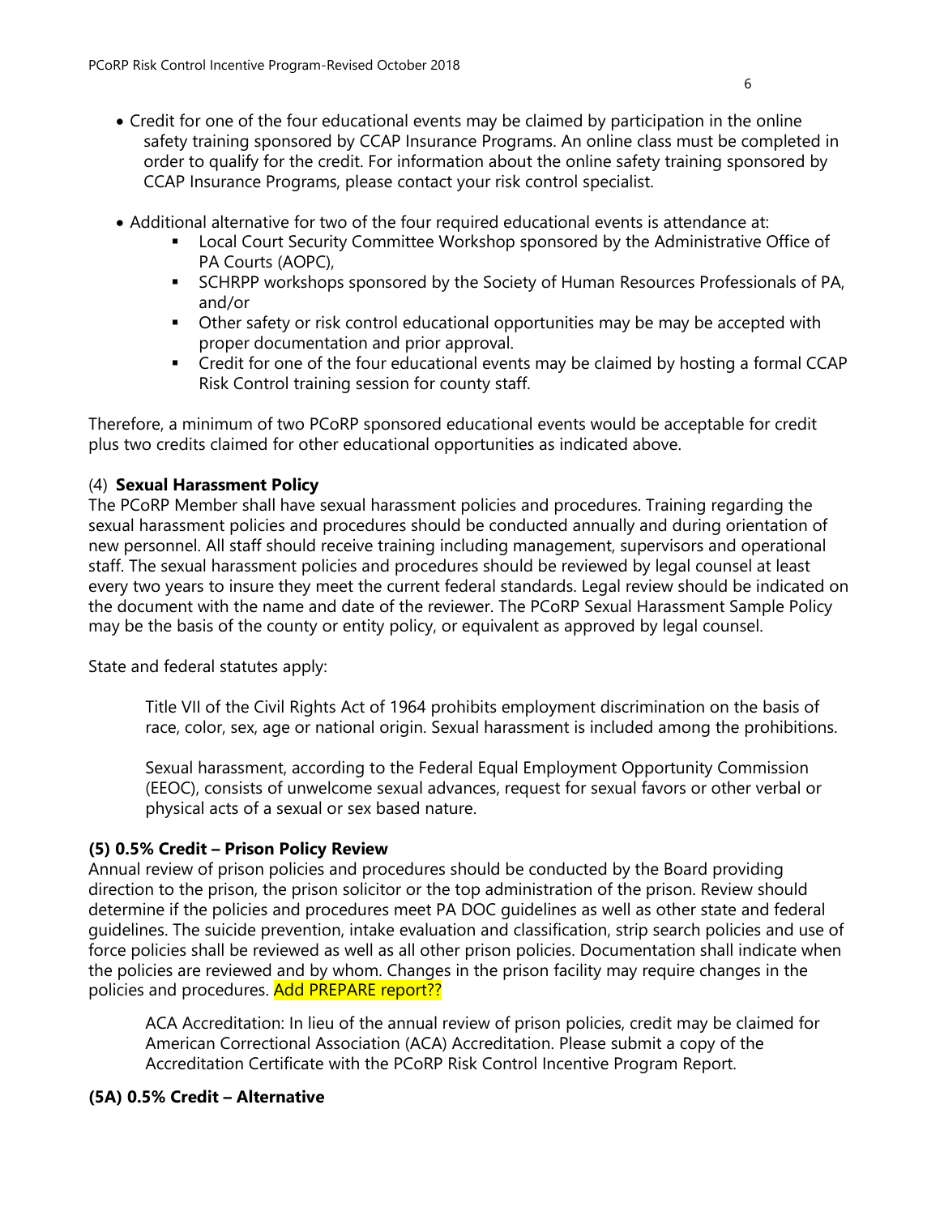- Credit for one of the four educational events may be claimed by participation in the online safety training sponsored by CCAP Insurance Programs. An online class must be completed in order to qualify for the credit. For information about the online safety training sponsored by CCAP Insurance Programs, please contact your risk control specialist.

- Additional alternative for two of the four required educational events is attendance at:
  - Local Court Security Committee Workshop sponsored by the Administrative Office of PA Courts (AOPC),
  - SCHRPP workshops sponsored by the Society of Human Resources Professionals of PA, and/or
  - Other safety or risk control educational opportunities may be may be accepted with proper documentation and prior approval.
  - Credit for one of the four educational events may be claimed by hosting a formal CCAP Risk Control training session for county staff.

Therefore, a minimum of two PCoRP sponsored educational events would be acceptable for credit plus two credits claimed for other educational opportunities as indicated above.

(4) **Sexual Harassment Policy**

The PCoRP Member shall have sexual harassment policies and procedures. Training regarding the sexual harassment policies and procedures should be conducted annually and during orientation of new personnel. All staff should receive training including management, supervisors and operational staff. The sexual harassment policies and procedures should be reviewed by legal counsel at least every two years to insure they meet the current federal standards. Legal review should be indicated on the document with the name and date of the reviewer. The PCoRP Sexual Harassment Sample Policy may be the basis of the county or entity policy, or equivalent as approved by legal counsel.

State and federal statutes apply:

> Title VII of the Civil Rights Act of 1964 prohibits employment discrimination on the basis of race, color, sex, age or national origin. Sexual harassment is included among the prohibitions.
>
> Sexual harassment, according to the Federal Equal Employment Opportunity Commission (EEOC), consists of unwelcome sexual advances, request for sexual favors or other verbal or physical acts of a sexual or sex based nature.

**(5) 0.5% Credit – Prison Policy Review**

Annual review of prison policies and procedures should be conducted by the Board providing direction to the prison, the prison solicitor or the top administration of the prison. Review should determine if the policies and procedures meet PA DOC guidelines as well as other state and federal guidelines. The suicide prevention, intake evaluation and classification, strip search policies and use of force policies shall be reviewed as well as all other prison policies. Documentation shall indicate when the policies are reviewed and by whom. Changes in the prison facility may require changes in the policies and procedures. Add PREPARE report??

> ACA Accreditation: In lieu of the annual review of prison policies, credit may be claimed for American Correctional Association (ACA) Accreditation. Please submit a copy of the Accreditation Certificate with the PCoRP Risk Control Incentive Program Report.

**(5A) 0.5% Credit – Alternative**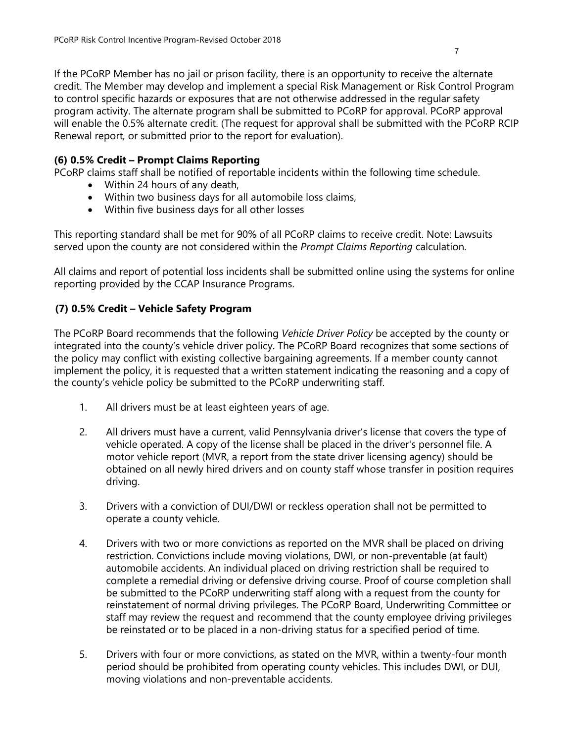If the PCoRP Member has no jail or prison facility, there is an opportunity to receive the alternate credit. The Member may develop and implement a special Risk Management or Risk Control Program to control specific hazards or exposures that are not otherwise addressed in the regular safety program activity. The alternate program shall be submitted to PCoRP for approval. PCoRP approval will enable the 0.5% alternate credit. (The request for approval shall be submitted with the PCoRP RCIP Renewal report, or submitted prior to the report for evaluation).

### (6) 0.5% Credit – Prompt Claims Reporting

PCoRP claims staff shall be notified of reportable incidents within the following time schedule.

- Within 24 hours of any death,
- Within two business days for all automobile loss claims,
- Within five business days for all other losses

This reporting standard shall be met for 90% of all PCoRP claims to receive credit. Note: Lawsuits served upon the county are not considered within the *Prompt Claims Reporting* calculation.

All claims and report of potential loss incidents shall be submitted online using the systems for online reporting provided by the CCAP Insurance Programs.

### (7) 0.5% Credit – Vehicle Safety Program

The PCoRP Board recommends that the following *Vehicle Driver Policy* be accepted by the county or integrated into the county's vehicle driver policy. The PCoRP Board recognizes that some sections of the policy may conflict with existing collective bargaining agreements. If a member county cannot implement the policy, it is requested that a written statement indicating the reasoning and a copy of the county's vehicle policy be submitted to the PCoRP underwriting staff.

1. All drivers must be at least eighteen years of age.

2. All drivers must have a current, valid Pennsylvania driver's license that covers the type of vehicle operated. A copy of the license shall be placed in the driver's personnel file. A motor vehicle report (MVR, a report from the state driver licensing agency) should be obtained on all newly hired drivers and on county staff whose transfer in position requires driving.

3. Drivers with a conviction of DUI/DWI or reckless operation shall not be permitted to operate a county vehicle.

4. Drivers with two or more convictions as reported on the MVR shall be placed on driving restriction. Convictions include moving violations, DWI, or non-preventable (at fault) automobile accidents. An individual placed on driving restriction shall be required to complete a remedial driving or defensive driving course. Proof of course completion shall be submitted to the PCoRP underwriting staff along with a request from the county for reinstatement of normal driving privileges. The PCoRP Board, Underwriting Committee or staff may review the request and recommend that the county employee driving privileges be reinstated or to be placed in a non-driving status for a specified period of time.

5. Drivers with four or more convictions, as stated on the MVR, within a twenty-four month period should be prohibited from operating county vehicles. This includes DWI, or DUI, moving violations and non-preventable accidents.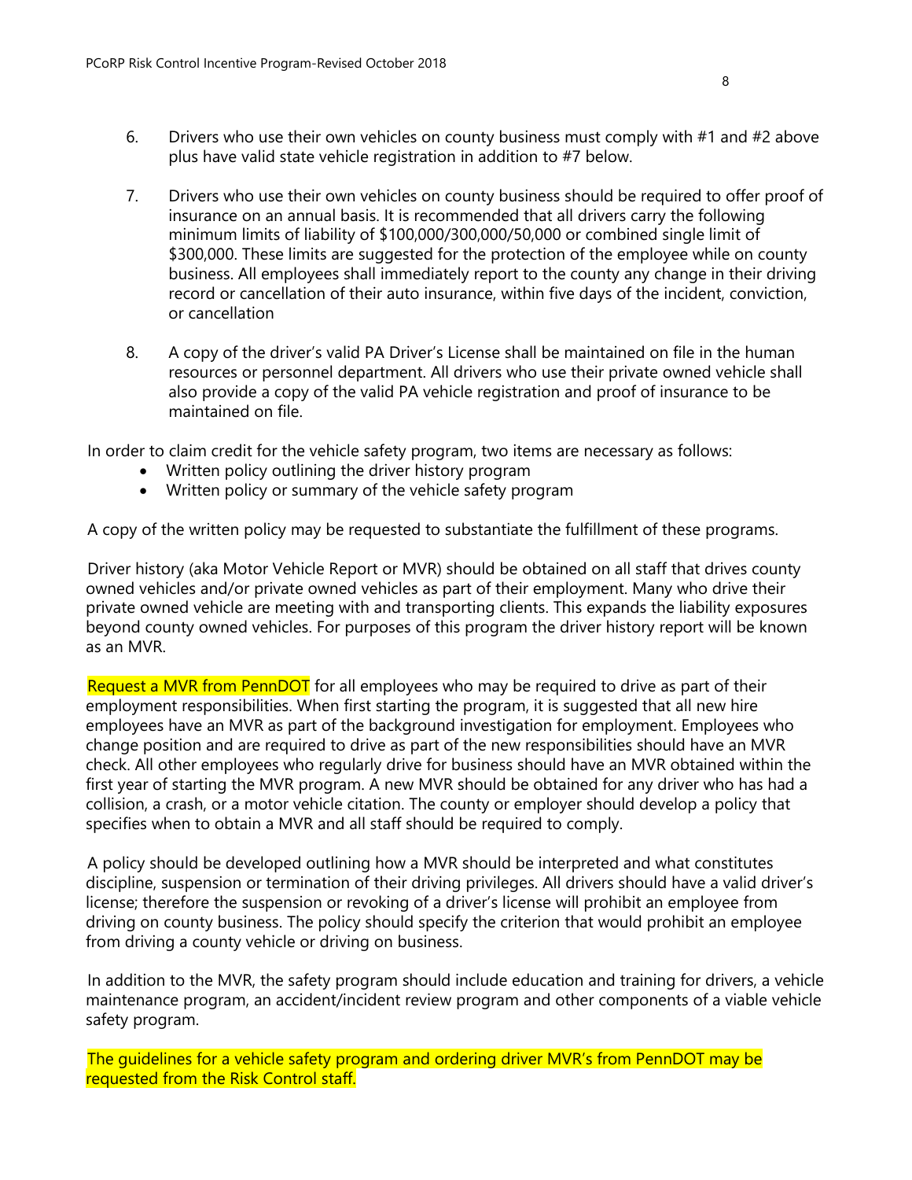6. Drivers who use their own vehicles on county business must comply with #1 and #2 above plus have valid state vehicle registration in addition to #7 below.

7. Drivers who use their own vehicles on county business should be required to offer proof of insurance on an annual basis. It is recommended that all drivers carry the following minimum limits of liability of $100,000/300,000/50,000 or combined single limit of $300,000. These limits are suggested for the protection of the employee while on county business. All employees shall immediately report to the county any change in their driving record or cancellation of their auto insurance, within five days of the incident, conviction, or cancellation

8. A copy of the driver's valid PA Driver's License shall be maintained on file in the human resources or personnel department. All drivers who use their private owned vehicle shall also provide a copy of the valid PA vehicle registration and proof of insurance to be maintained on file.

In order to claim credit for the vehicle safety program, two items are necessary as follows:

- Written policy outlining the driver history program
- Written policy or summary of the vehicle safety program

A copy of the written policy may be requested to substantiate the fulfillment of these programs.

Driver history (aka Motor Vehicle Report or MVR) should be obtained on all staff that drives county owned vehicles and/or private owned vehicles as part of their employment. Many who drive their private owned vehicle are meeting with and transporting clients. This expands the liability exposures beyond county owned vehicles. For purposes of this program the driver history report will be known as an MVR.

Request a MVR from PennDOT for all employees who may be required to drive as part of their employment responsibilities. When first starting the program, it is suggested that all new hire employees have an MVR as part of the background investigation for employment. Employees who change position and are required to drive as part of the new responsibilities should have an MVR check. All other employees who regularly drive for business should have an MVR obtained within the first year of starting the MVR program. A new MVR should be obtained for any driver who has had a collision, a crash, or a motor vehicle citation. The county or employer should develop a policy that specifies when to obtain a MVR and all staff should be required to comply.

A policy should be developed outlining how a MVR should be interpreted and what constitutes discipline, suspension or termination of their driving privileges. All drivers should have a valid driver's license; therefore the suspension or revoking of a driver's license will prohibit an employee from driving on county business. The policy should specify the criterion that would prohibit an employee from driving a county vehicle or driving on business.

In addition to the MVR, the safety program should include education and training for drivers, a vehicle maintenance program, an accident/incident review program and other components of a viable vehicle safety program.

The guidelines for a vehicle safety program and ordering driver MVR's from PennDOT may be requested from the Risk Control staff.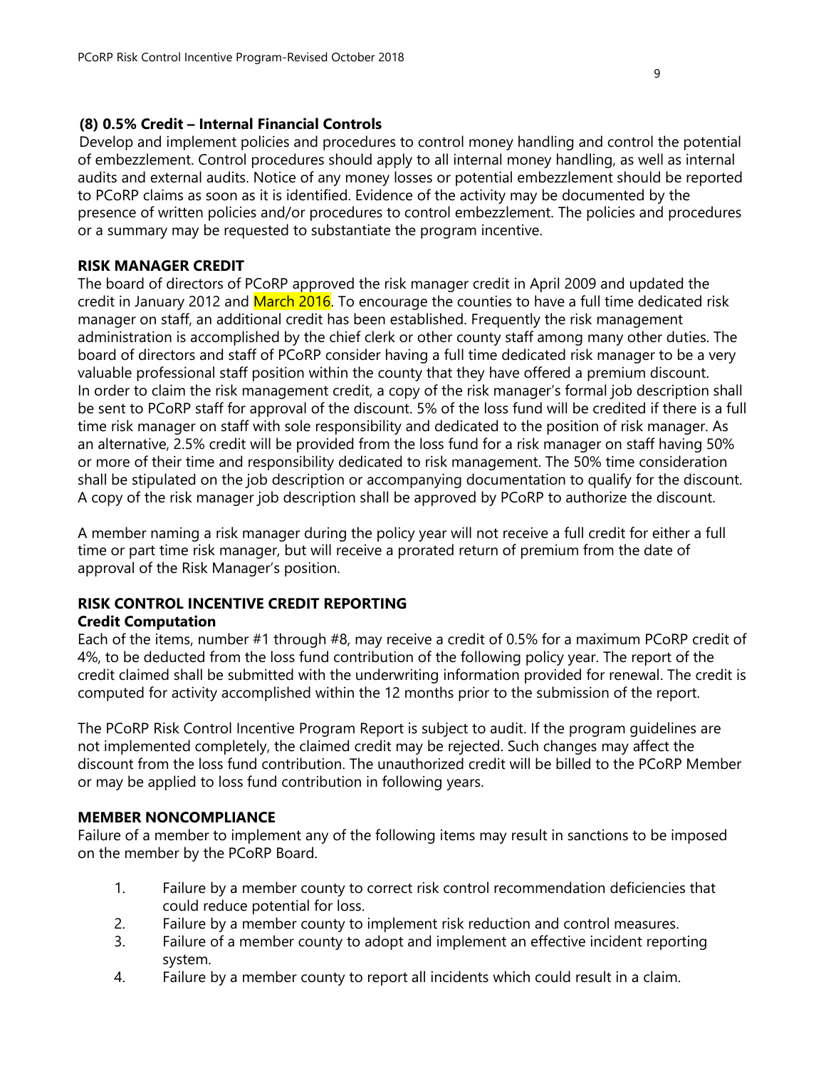### (8) 0.5% Credit – Internal Financial Controls

Develop and implement policies and procedures to control money handling and control the potential of embezzlement. Control procedures should apply to all internal money handling, as well as internal audits and external audits. Notice of any money losses or potential embezzlement should be reported to PCoRP claims as soon as it is identified. Evidence of the activity may be documented by the presence of written policies and/or procedures to control embezzlement. The policies and procedures or a summary may be requested to substantiate the program incentive.

### RISK MANAGER CREDIT

The board of directors of PCoRP approved the risk manager credit in April 2009 and updated the credit in January 2012 and March 2016. To encourage the counties to have a full time dedicated risk manager on staff, an additional credit has been established. Frequently the risk management administration is accomplished by the chief clerk or other county staff among many other duties. The board of directors and staff of PCoRP consider having a full time dedicated risk manager to be a very valuable professional staff position within the county that they have offered a premium discount. In order to claim the risk management credit, a copy of the risk manager's formal job description shall be sent to PCoRP staff for approval of the discount. 5% of the loss fund will be credited if there is a full time risk manager on staff with sole responsibility and dedicated to the position of risk manager. As an alternative, 2.5% credit will be provided from the loss fund for a risk manager on staff having 50% or more of their time and responsibility dedicated to risk management. The 50% time consideration shall be stipulated on the job description or accompanying documentation to qualify for the discount. A copy of the risk manager job description shall be approved by PCoRP to authorize the discount.

A member naming a risk manager during the policy year will not receive a full credit for either a full time or part time risk manager, but will receive a prorated return of premium from the date of approval of the Risk Manager's position.

### RISK CONTROL INCENTIVE CREDIT REPORTING

**Credit Computation**

Each of the items, number #1 through #8, may receive a credit of 0.5% for a maximum PCoRP credit of 4%, to be deducted from the loss fund contribution of the following policy year. The report of the credit claimed shall be submitted with the underwriting information provided for renewal. The credit is computed for activity accomplished within the 12 months prior to the submission of the report.

The PCoRP Risk Control Incentive Program Report is subject to audit. If the program guidelines are not implemented completely, the claimed credit may be rejected. Such changes may affect the discount from the loss fund contribution. The unauthorized credit will be billed to the PCoRP Member or may be applied to loss fund contribution in following years.

### MEMBER NONCOMPLIANCE

Failure of a member to implement any of the following items may result in sanctions to be imposed on the member by the PCoRP Board.

1. Failure by a member county to correct risk control recommendation deficiencies that could reduce potential for loss.
2. Failure by a member county to implement risk reduction and control measures.
3. Failure of a member county to adopt and implement an effective incident reporting system.
4. Failure by a member county to report all incidents which could result in a claim.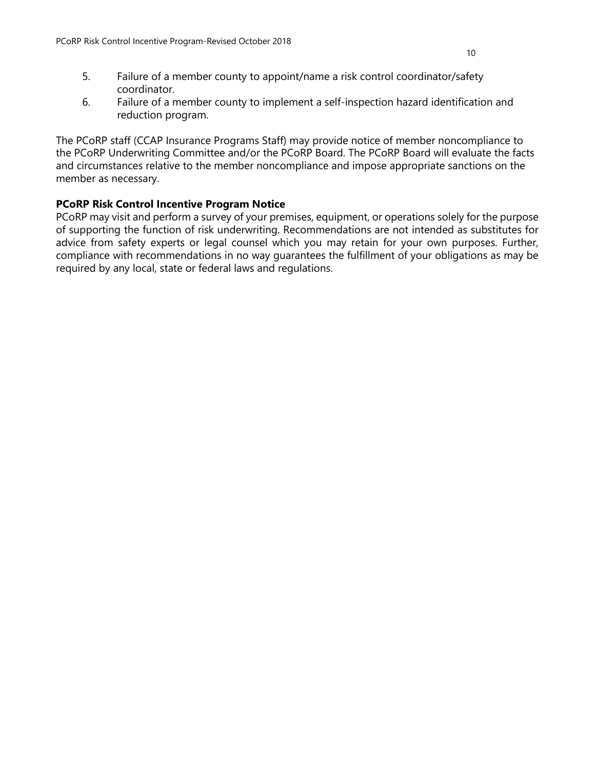5. Failure of a member county to appoint/name a risk control coordinator/safety coordinator.
6. Failure of a member county to implement a self-inspection hazard identification and reduction program.

The PCoRP staff (CCAP Insurance Programs Staff) may provide notice of member noncompliance to the PCoRP Underwriting Committee and/or the PCoRP Board. The PCoRP Board will evaluate the facts and circumstances relative to the member noncompliance and impose appropriate sanctions on the member as necessary.

**PCoRP Risk Control Incentive Program Notice**

PCoRP may visit and perform a survey of your premises, equipment, or operations solely for the purpose of supporting the function of risk underwriting. Recommendations are not intended as substitutes for advice from safety experts or legal counsel which you may retain for your own purposes. Further, compliance with recommendations in no way guarantees the fulfillment of your obligations as may be required by any local, state or federal laws and regulations.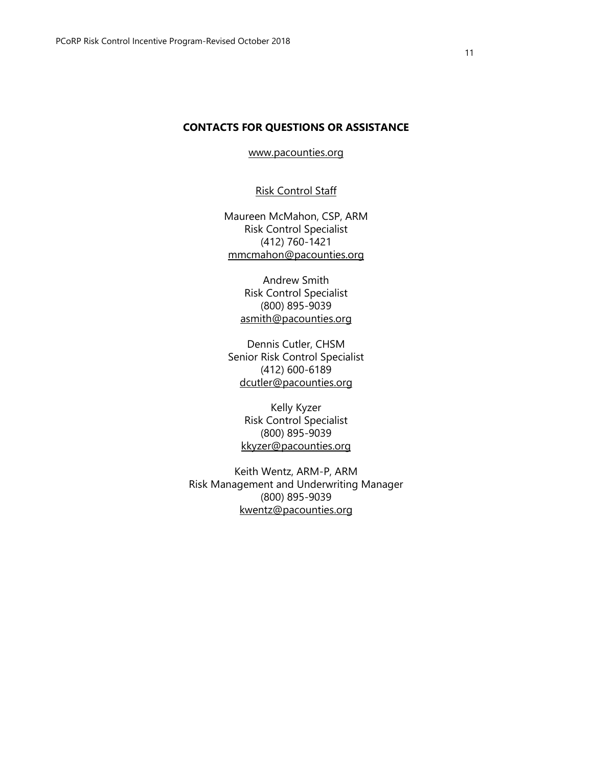## CONTACTS FOR QUESTIONS OR ASSISTANCE

www.pacounties.org

Risk Control Staff

Maureen McMahon, CSP, ARM
Risk Control Specialist
(412) 760-1421
mmcmahon@pacounties.org

Andrew Smith
Risk Control Specialist
(800) 895-9039
asmith@pacounties.org

Dennis Cutler, CHSM
Senior Risk Control Specialist
(412) 600-6189
dcutler@pacounties.org

Kelly Kyzer
Risk Control Specialist
(800) 895-9039
kkyzer@pacounties.org

Keith Wentz, ARM-P, ARM
Risk Management and Underwriting Manager
(800) 895-9039
kwentz@pacounties.org